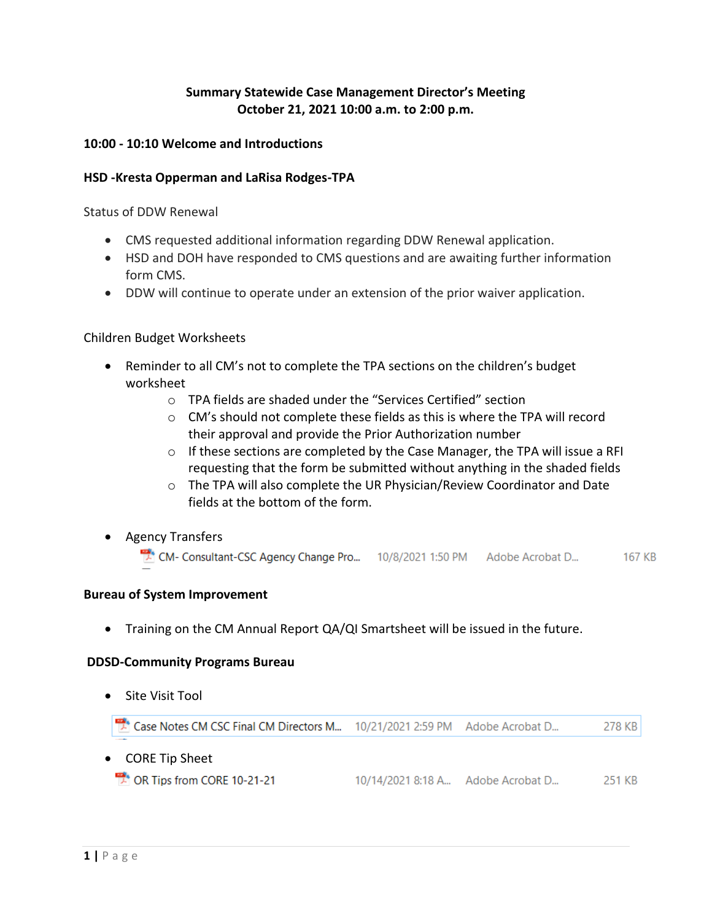**Summary Statewide Case Management Director's Meeting**
**October 21, 2021 10:00 a.m. to 2:00 p.m.**

**10:00 - 10:10 Welcome and Introductions**

**HSD -Kresta Opperman and LaRisa Rodges-TPA**

Status of DDW Renewal

- CMS requested additional information regarding DDW Renewal application.
- HSD and DOH have responded to CMS questions and are awaiting further information form CMS.
- DDW will continue to operate under an extension of the prior waiver application.

Children Budget Worksheets

- Reminder to all CM's not to complete the TPA sections on the children's budget worksheet
  - TPA fields are shaded under the "Services Certified" section
  - CM's should not complete these fields as this is where the TPA will record their approval and provide the Prior Authorization number
  - If these sections are completed by the Case Manager, the TPA will issue a RFI requesting that the form be submitted without anything in the shaded fields
  - The TPA will also complete the UR Physician/Review Coordinator and Date fields at the bottom of the form.

- Agency Transfers

| CM- Consultant-CSC Agency Change Pro... | 10/8/2021 1:50 PM | Adobe Acrobat D... | 167 KB |
|---|---|---|---|

**Bureau of System Improvement**

- Training on the CM Annual Report QA/QI Smartsheet will be issued in the future.

**DDSD-Community Programs Bureau**

- Site Visit Tool

| Case Notes CM CSC Final CM Directors M... | 10/21/2021 2:59 PM | Adobe Acrobat D... | 278 KB |
|---|---|---|---|

- CORE Tip Sheet

| OR Tips from CORE 10-21-21 | 10/14/2021 8:18 A... | Adobe Acrobat D... | 251 KB |
|---|---|---|---|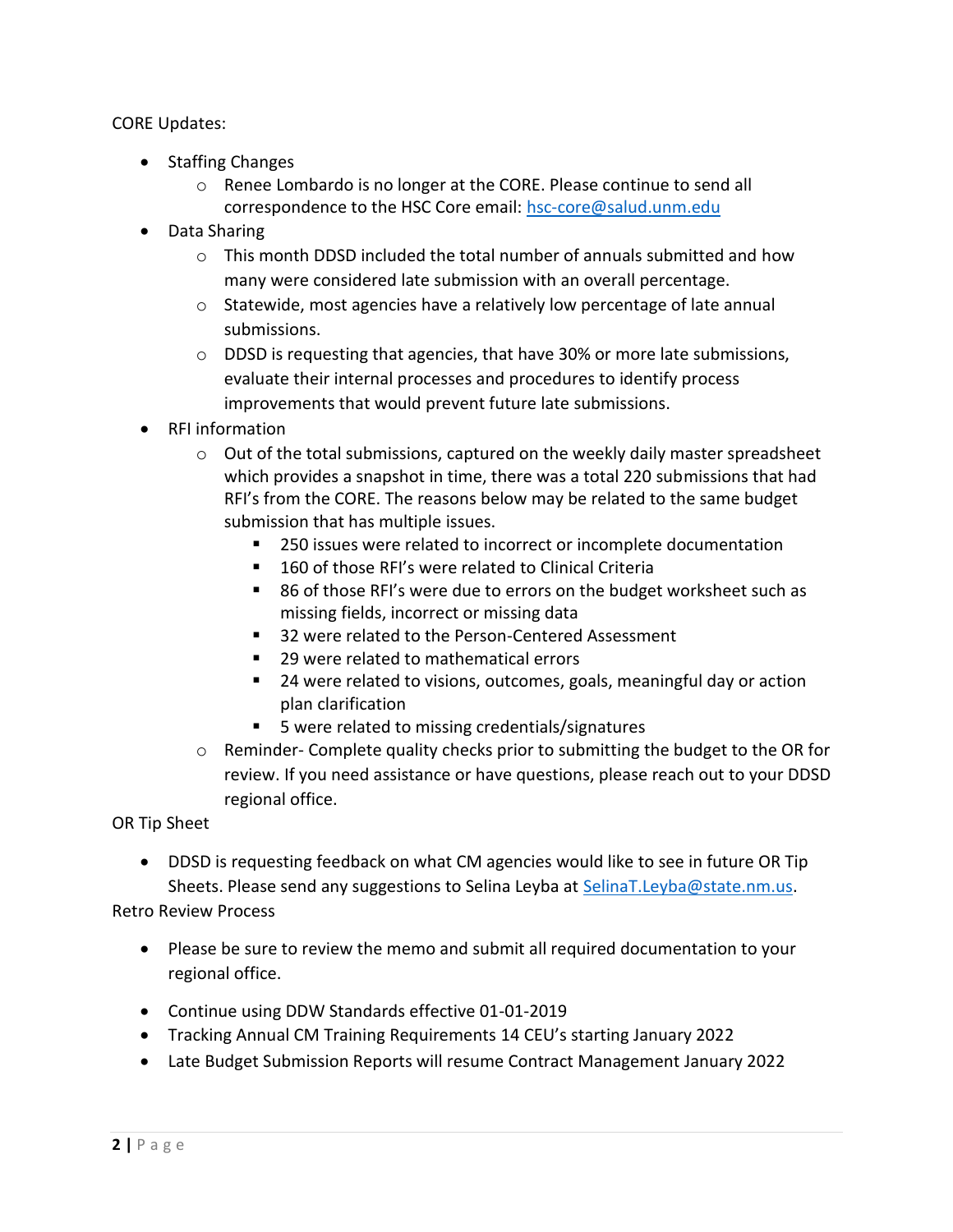CORE Updates:

- Staffing Changes
  - Renee Lombardo is no longer at the CORE. Please continue to send all correspondence to the HSC Core email: [hsc-core@salud.unm.edu](mailto:hsc-core@salud.unm.edu)
- Data Sharing
  - This month DDSD included the total number of annuals submitted and how many were considered late submission with an overall percentage.
  - Statewide, most agencies have a relatively low percentage of late annual submissions.
  - DDSD is requesting that agencies, that have 30% or more late submissions, evaluate their internal processes and procedures to identify process improvements that would prevent future late submissions.
- RFI information
  - Out of the total submissions, captured on the weekly daily master spreadsheet which provides a snapshot in time, there was a total 220 submissions that had RFI's from the CORE. The reasons below may be related to the same budget submission that has multiple issues.
    - 250 issues were related to incorrect or incomplete documentation
    - 160 of those RFI's were related to Clinical Criteria
    - 86 of those RFI's were due to errors on the budget worksheet such as missing fields, incorrect or missing data
    - 32 were related to the Person-Centered Assessment
    - 29 were related to mathematical errors
    - 24 were related to visions, outcomes, goals, meaningful day or action plan clarification
    - 5 were related to missing credentials/signatures
  - Reminder- Complete quality checks prior to submitting the budget to the OR for review. If you need assistance or have questions, please reach out to your DDSD regional office.

OR Tip Sheet

- DDSD is requesting feedback on what CM agencies would like to see in future OR Tip Sheets. Please send any suggestions to Selina Leyba at [SelinaT.Leyba@state.nm.us](mailto:SelinaT.Leyba@state.nm.us).

Retro Review Process

- Please be sure to review the memo and submit all required documentation to your regional office.
- Continue using DDW Standards effective 01-01-2019
- Tracking Annual CM Training Requirements 14 CEU's starting January 2022
- Late Budget Submission Reports will resume Contract Management January 2022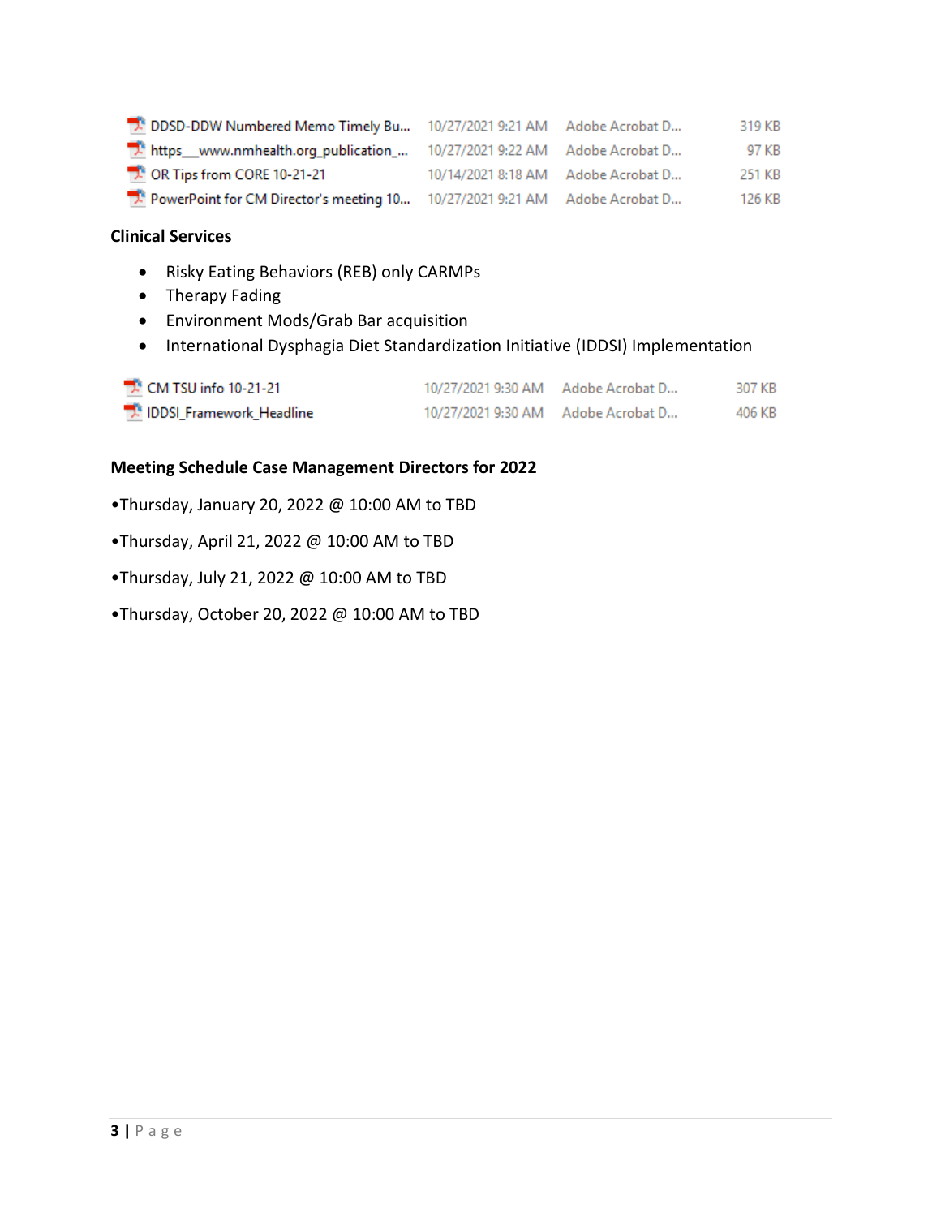| | | | |
|---|---|---|---|
| DDSD-DDW Numbered Memo Timely Bu... | 10/27/2021 9:21 AM | Adobe Acrobat D... | 319 KB |
| https__www.nmhealth.org_publication_... | 10/27/2021 9:22 AM | Adobe Acrobat D... | 97 KB |
| OR Tips from CORE 10-21-21 | 10/14/2021 8:18 AM | Adobe Acrobat D... | 251 KB |
| PowerPoint for CM Director's meeting 10... | 10/27/2021 9:21 AM | Adobe Acrobat D... | 126 KB |

**Clinical Services**

- Risky Eating Behaviors (REB) only CARMPs
- Therapy Fading
- Environment Mods/Grab Bar acquisition
- International Dysphagia Diet Standardization Initiative (IDDSI) Implementation

| | | | |
|---|---|---|---|
| CM TSU info 10-21-21 | 10/27/2021 9:30 AM | Adobe Acrobat D... | 307 KB |
| IDDSI_Framework_Headline | 10/27/2021 9:30 AM | Adobe Acrobat D... | 406 KB |

**Meeting Schedule Case Management Directors for 2022**

•Thursday, January 20, 2022 @ 10:00 AM to TBD

•Thursday, April 21, 2022 @ 10:00 AM to TBD

•Thursday, July 21, 2022 @ 10:00 AM to TBD

•Thursday, October 20, 2022 @ 10:00 AM to TBD